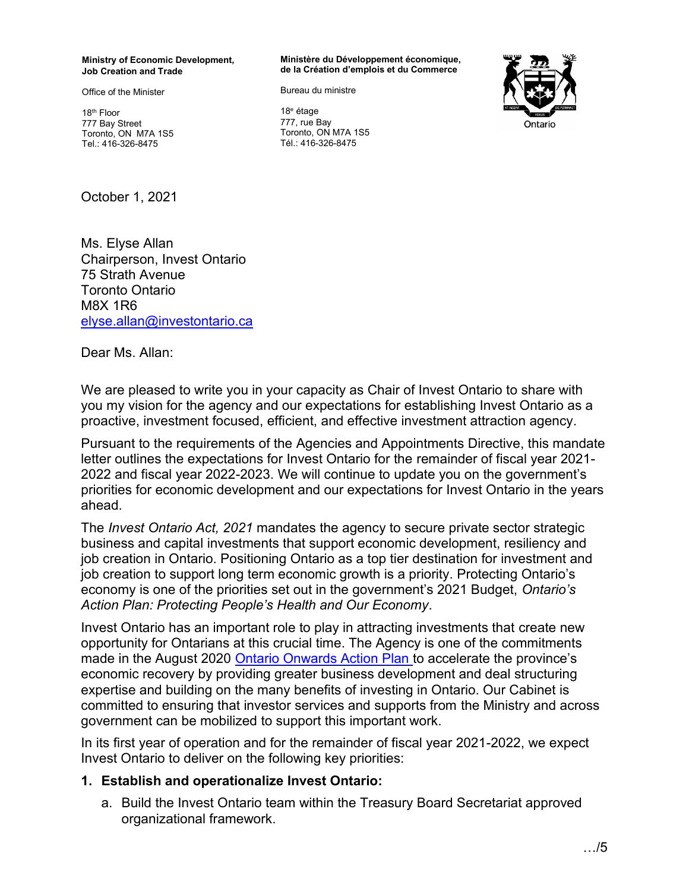**Ministry of Economic Development, Job Creation and Trade**

Office of the Minister

18th Floor
777 Bay Street
Toronto, ON M7A 1S5
Tel.: 416-326-8475

**Ministère du Développement économique, de la Création d'emplois et du Commerce**

Bureau du ministre

18e étage
777, rue Bay
Toronto, ON M7A 1S5
Tél.: 416-326-8475

Ontario

October 1, 2021

Ms. Elyse Allan
Chairperson, Invest Ontario
75 Strath Avenue
Toronto Ontario
M8X 1R6
elyse.allan@investontario.ca

Dear Ms. Allan:

We are pleased to write you in your capacity as Chair of Invest Ontario to share with you my vision for the agency and our expectations for establishing Invest Ontario as a proactive, investment focused, efficient, and effective investment attraction agency.

Pursuant to the requirements of the Agencies and Appointments Directive, this mandate letter outlines the expectations for Invest Ontario for the remainder of fiscal year 2021-2022 and fiscal year 2022-2023. We will continue to update you on the government's priorities for economic development and our expectations for Invest Ontario in the years ahead.

The *Invest Ontario Act, 2021* mandates the agency to secure private sector strategic business and capital investments that support economic development, resiliency and job creation in Ontario. Positioning Ontario as a top tier destination for investment and job creation to support long term economic growth is a priority. Protecting Ontario's economy is one of the priorities set out in the government's 2021 Budget, *Ontario's Action Plan: Protecting People's Health and Our Economy*.

Invest Ontario has an important role to play in attracting investments that create new opportunity for Ontarians at this crucial time. The Agency is one of the commitments made in the August 2020 Ontario Onwards Action Plan to accelerate the province's economic recovery by providing greater business development and deal structuring expertise and building on the many benefits of investing in Ontario. Our Cabinet is committed to ensuring that investor services and supports from the Ministry and across government can be mobilized to support this important work.

In its first year of operation and for the remainder of fiscal year 2021-2022, we expect Invest Ontario to deliver on the following key priorities:

1. **Establish and operationalize Invest Ontario:**
   a. Build the Invest Ontario team within the Treasury Board Secretariat approved organizational framework.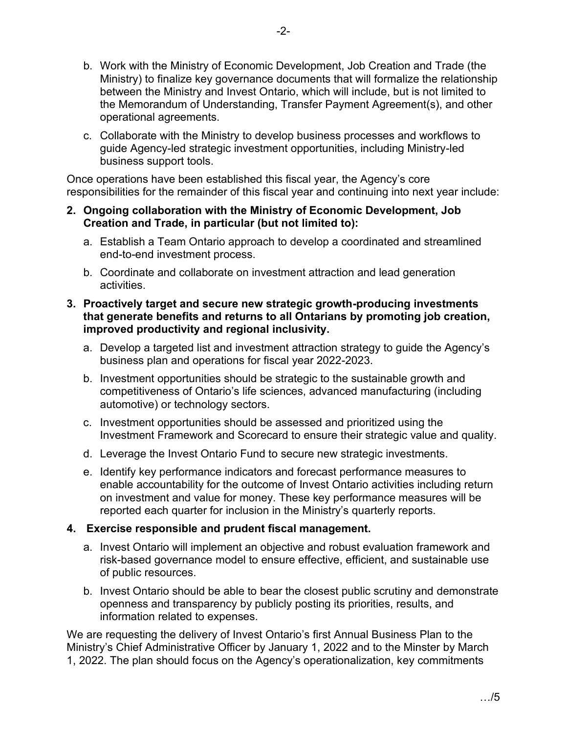b. Work with the Ministry of Economic Development, Job Creation and Trade (the Ministry) to finalize key governance documents that will formalize the relationship between the Ministry and Invest Ontario, which will include, but is not limited to the Memorandum of Understanding, Transfer Payment Agreement(s), and other operational agreements.

c. Collaborate with the Ministry to develop business processes and workflows to guide Agency-led strategic investment opportunities, including Ministry-led business support tools.

Once operations have been established this fiscal year, the Agency's core responsibilities for the remainder of this fiscal year and continuing into next year include:

**2. Ongoing collaboration with the Ministry of Economic Development, Job Creation and Trade, in particular (but not limited to):**

a. Establish a Team Ontario approach to develop a coordinated and streamlined end-to-end investment process.

b. Coordinate and collaborate on investment attraction and lead generation activities.

**3. Proactively target and secure new strategic growth-producing investments that generate benefits and returns to all Ontarians by promoting job creation, improved productivity and regional inclusivity.**

a. Develop a targeted list and investment attraction strategy to guide the Agency's business plan and operations for fiscal year 2022-2023.

b. Investment opportunities should be strategic to the sustainable growth and competitiveness of Ontario's life sciences, advanced manufacturing (including automotive) or technology sectors.

c. Investment opportunities should be assessed and prioritized using the Investment Framework and Scorecard to ensure their strategic value and quality.

d. Leverage the Invest Ontario Fund to secure new strategic investments.

e. Identify key performance indicators and forecast performance measures to enable accountability for the outcome of Invest Ontario activities including return on investment and value for money. These key performance measures will be reported each quarter for inclusion in the Ministry's quarterly reports.

**4. Exercise responsible and prudent fiscal management.**

a. Invest Ontario will implement an objective and robust evaluation framework and risk-based governance model to ensure effective, efficient, and sustainable use of public resources.

b. Invest Ontario should be able to bear the closest public scrutiny and demonstrate openness and transparency by publicly posting its priorities, results, and information related to expenses.

We are requesting the delivery of Invest Ontario's first Annual Business Plan to the Ministry's Chief Administrative Officer by January 1, 2022 and to the Minster by March 1, 2022. The plan should focus on the Agency's operationalization, key commitments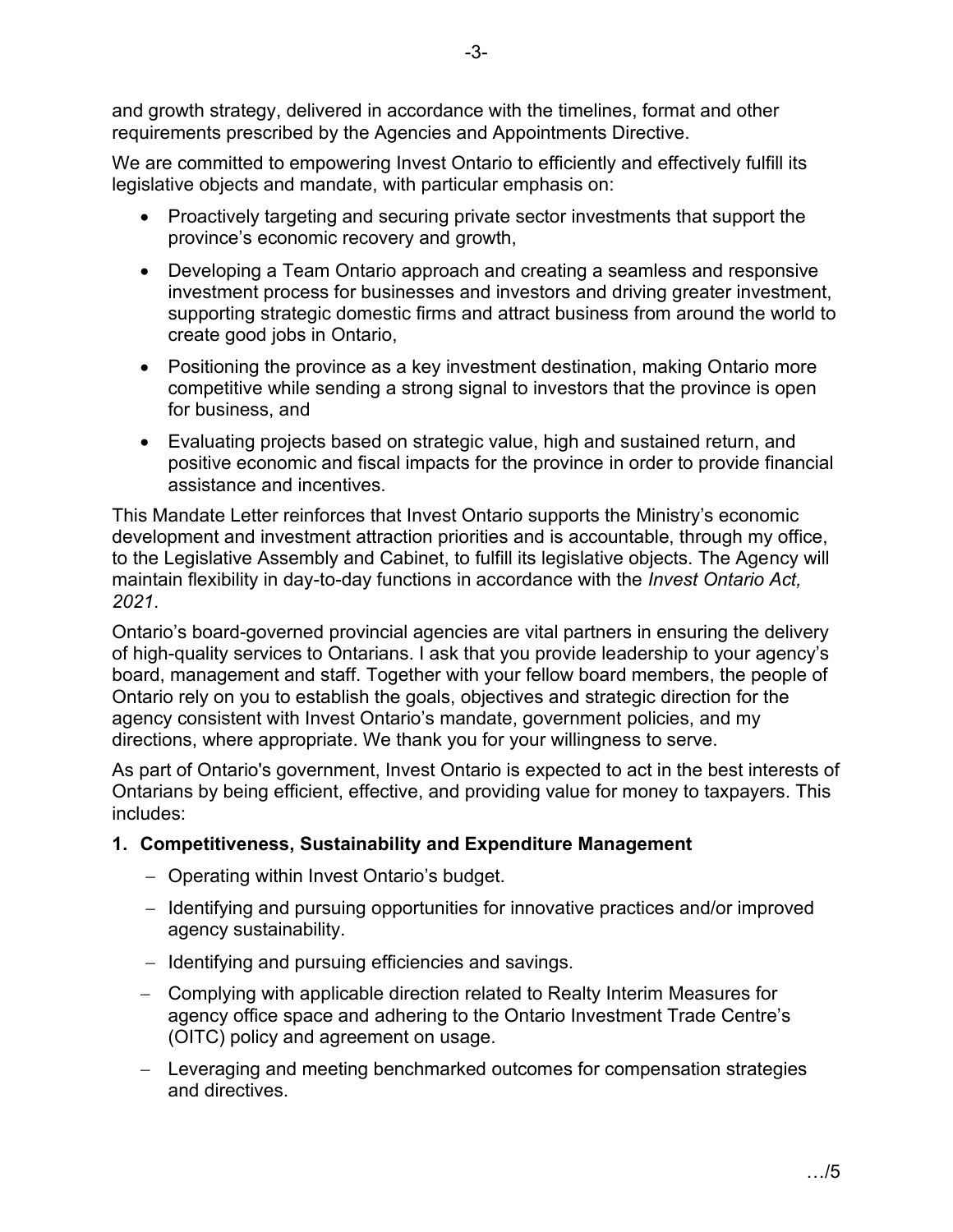and growth strategy, delivered in accordance with the timelines, format and other requirements prescribed by the Agencies and Appointments Directive.

We are committed to empowering Invest Ontario to efficiently and effectively fulfill its legislative objects and mandate, with particular emphasis on:

- Proactively targeting and securing private sector investments that support the province's economic recovery and growth,
- Developing a Team Ontario approach and creating a seamless and responsive investment process for businesses and investors and driving greater investment, supporting strategic domestic firms and attract business from around the world to create good jobs in Ontario,
- Positioning the province as a key investment destination, making Ontario more competitive while sending a strong signal to investors that the province is open for business, and
- Evaluating projects based on strategic value, high and sustained return, and positive economic and fiscal impacts for the province in order to provide financial assistance and incentives.

This Mandate Letter reinforces that Invest Ontario supports the Ministry's economic development and investment attraction priorities and is accountable, through my office, to the Legislative Assembly and Cabinet, to fulfill its legislative objects. The Agency will maintain flexibility in day-to-day functions in accordance with the *Invest Ontario Act, 2021*.

Ontario's board-governed provincial agencies are vital partners in ensuring the delivery of high-quality services to Ontarians. I ask that you provide leadership to your agency's board, management and staff. Together with your fellow board members, the people of Ontario rely on you to establish the goals, objectives and strategic direction for the agency consistent with Invest Ontario's mandate, government policies, and my directions, where appropriate. We thank you for your willingness to serve.

As part of Ontario's government, Invest Ontario is expected to act in the best interests of Ontarians by being efficient, effective, and providing value for money to taxpayers. This includes:

**1. Competitiveness, Sustainability and Expenditure Management**

- Operating within Invest Ontario's budget.
- Identifying and pursuing opportunities for innovative practices and/or improved agency sustainability.
- Identifying and pursuing efficiencies and savings.
- Complying with applicable direction related to Realty Interim Measures for agency office space and adhering to the Ontario Investment Trade Centre's (OITC) policy and agreement on usage.
- Leveraging and meeting benchmarked outcomes for compensation strategies and directives.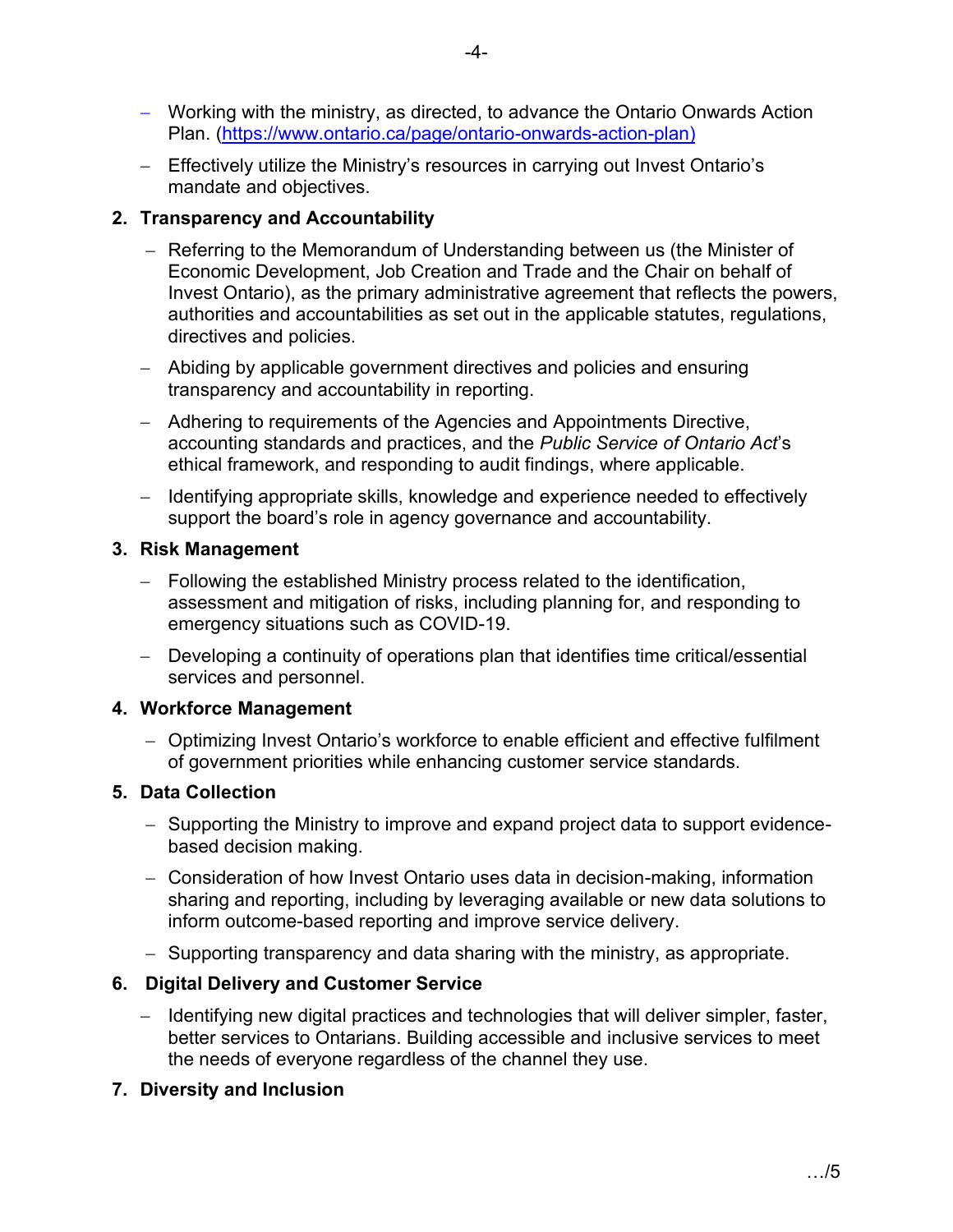- Working with the ministry, as directed, to advance the Ontario Onwards Action Plan. (https://www.ontario.ca/page/ontario-onwards-action-plan)
- Effectively utilize the Ministry's resources in carrying out Invest Ontario's mandate and objectives.

**2. Transparency and Accountability**

- Referring to the Memorandum of Understanding between us (the Minister of Economic Development, Job Creation and Trade and the Chair on behalf of Invest Ontario), as the primary administrative agreement that reflects the powers, authorities and accountabilities as set out in the applicable statutes, regulations, directives and policies.
- Abiding by applicable government directives and policies and ensuring transparency and accountability in reporting.
- Adhering to requirements of the Agencies and Appointments Directive, accounting standards and practices, and the *Public Service of Ontario Act*'s ethical framework, and responding to audit findings, where applicable.
- Identifying appropriate skills, knowledge and experience needed to effectively support the board's role in agency governance and accountability.

**3. Risk Management**

- Following the established Ministry process related to the identification, assessment and mitigation of risks, including planning for, and responding to emergency situations such as COVID-19.
- Developing a continuity of operations plan that identifies time critical/essential services and personnel.

**4. Workforce Management**

- Optimizing Invest Ontario's workforce to enable efficient and effective fulfilment of government priorities while enhancing customer service standards.

**5. Data Collection**

- Supporting the Ministry to improve and expand project data to support evidence-based decision making.
- Consideration of how Invest Ontario uses data in decision-making, information sharing and reporting, including by leveraging available or new data solutions to inform outcome-based reporting and improve service delivery.
- Supporting transparency and data sharing with the ministry, as appropriate.

**6. Digital Delivery and Customer Service**

- Identifying new digital practices and technologies that will deliver simpler, faster, better services to Ontarians. Building accessible and inclusive services to meet the needs of everyone regardless of the channel they use.

**7. Diversity and Inclusion**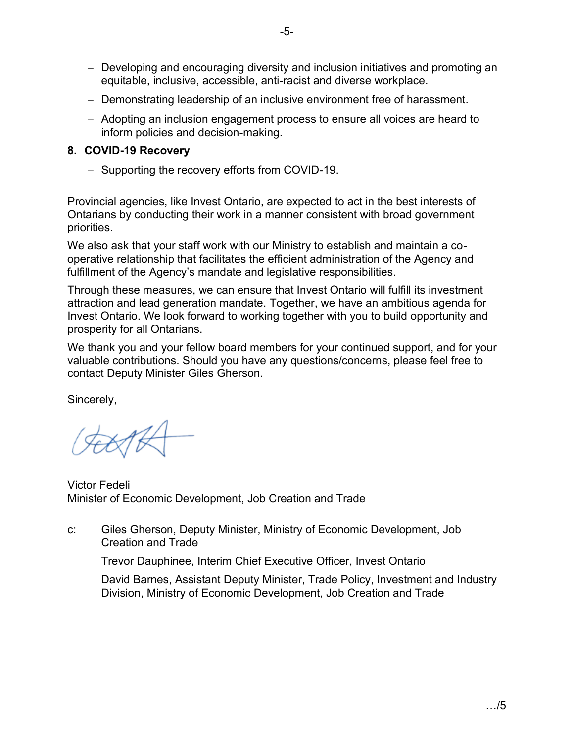- Developing and encouraging diversity and inclusion initiatives and promoting an equitable, inclusive, accessible, anti-racist and diverse workplace.
- Demonstrating leadership of an inclusive environment free of harassment.
- Adopting an inclusion engagement process to ensure all voices are heard to inform policies and decision-making.

**8. COVID-19 Recovery**

- Supporting the recovery efforts from COVID-19.

Provincial agencies, like Invest Ontario, are expected to act in the best interests of Ontarians by conducting their work in a manner consistent with broad government priorities.

We also ask that your staff work with our Ministry to establish and maintain a co-operative relationship that facilitates the efficient administration of the Agency and fulfillment of the Agency's mandate and legislative responsibilities.

Through these measures, we can ensure that Invest Ontario will fulfill its investment attraction and lead generation mandate. Together, we have an ambitious agenda for Invest Ontario. We look forward to working together with you to build opportunity and prosperity for all Ontarians.

We thank you and your fellow board members for your continued support, and for your valuable contributions. Should you have any questions/concerns, please feel free to contact Deputy Minister Giles Gherson.

Sincerely,

Victor Fedeli
Minister of Economic Development, Job Creation and Trade

c: Giles Gherson, Deputy Minister, Ministry of Economic Development, Job Creation and Trade

Trevor Dauphinee, Interim Chief Executive Officer, Invest Ontario

David Barnes, Assistant Deputy Minister, Trade Policy, Investment and Industry Division, Ministry of Economic Development, Job Creation and Trade